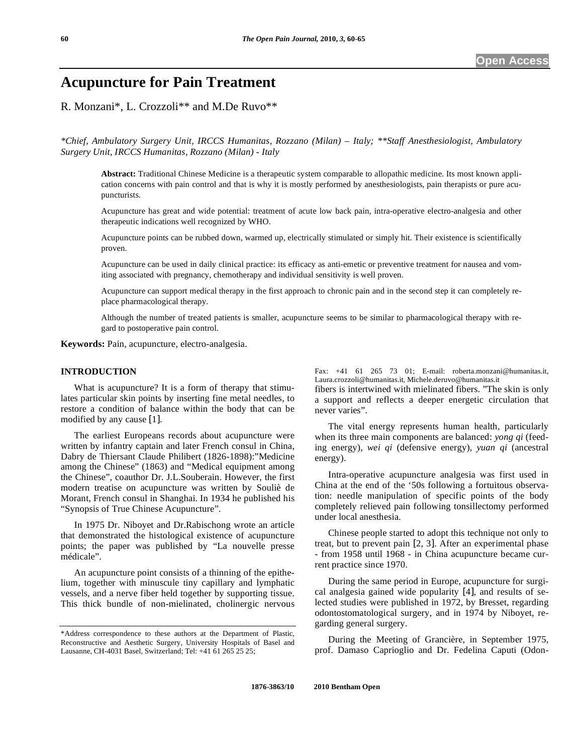# Acupuncture for Pain Treatment

R. Monzani*, L. Crozzoli** and M.De Ruvo**

*\*Chief, Ambulatory Surgery Unit, IRCCS Humanitas, Rozzano (Milan) – Italy; \*\*Staff Anesthesiologist, Ambulatory Surgery Unit, IRCCS Humanitas, Rozzano (Milan) - Italy*

**Abstract:** Traditional Chinese Medicine is a therapeutic system comparable to allopathic medicine. Its most known application concerns with pain control and that is why it is mostly performed by anesthesiologists, pain therapists or pure acupuncturists.

Acupuncture has great and wide potential: treatment of acute low back pain, intra-operative electro-analgesia and other therapeutic indications well recognized by WHO.

Acupuncture points can be rubbed down, warmed up, electrically stimulated or simply hit. Their existence is scientifically proven.

Acupuncture can be used in daily clinical practice: its efficacy as anti-emetic or preventive treatment for nausea and vomiting associated with pregnancy, chemotherapy and individual sensitivity is well proven.

Acupuncture can support medical therapy in the first approach to chronic pain and in the second step it can completely replace pharmacological therapy.

Although the number of treated patients is smaller, acupuncture seems to be similar to pharmacological therapy with regard to postoperative pain control.

**Keywords:** Pain, acupuncture, electro-analgesia.

## INTRODUCTION

What is acupuncture? It is a form of therapy that stimulates particular skin points by inserting fine metal needles, to restore a condition of balance within the body that can be modified by any cause [1].

The earliest Europeans records about acupuncture were written by infantry captain and later French consul in China, Dabry de Thiersant Claude Philibert (1826-1898):"Medicine among the Chinese" (1863) and "Medical equipment among the Chinese", coauthor Dr. J.L.Souberain. However, the first modern treatise on acupuncture was written by Souliè de Morant, French consul in Shanghai. In 1934 he published his "Synopsis of True Chinese Acupuncture".

In 1975 Dr. Niboyet and Dr.Rabischong wrote an article that demonstrated the histological existence of acupuncture points; the paper was published by "La nouvelle presse médicale".

An acupuncture point consists of a thinning of the epithelium, together with minuscule tiny capillary and lymphatic vessels, and a nerve fiber held together by supporting tissue. This thick bundle of non-mielinated, cholinergic nervous fibers is intertwined with mielinated fibers. "The skin is only a support and reflects a deeper energetic circulation that never varies".

The vital energy represents human health, particularly when its three main components are balanced: *yong qi* (feeding energy), *wei qi* (defensive energy), *yuan qi* (ancestral energy).

Intra-operative acupuncture analgesia was first used in China at the end of the '50s following a fortuitous observation: needle manipulation of specific points of the body completely relieved pain following tonsillectomy performed under local anesthesia.

Chinese people started to adopt this technique not only to treat, but to prevent pain [2, 3]. After an experimental phase - from 1958 until 1968 - in China acupuncture became current practice since 1970.

During the same period in Europe, acupuncture for surgical analgesia gained wide popularity [4], and results of selected studies were published in 1972, by Bresset, regarding odontostomatological surgery, and in 1974 by Niboyet, regarding general surgery.

During the Meeting of Grancière, in September 1975, prof. Damaso Caprioglio and Dr. Fedelina Caputi (Odon-

\*Address correspondence to these authors at the Department of Plastic, Reconstructive and Aesthetic Surgery, University Hospitals of Basel and Lausanne, CH-4031 Basel, Switzerland; Tel: +41 61 265 25 25; Fax: +41 61 265 73 01; E-mail: roberta.monzani@humanitas.it, Laura.crozzoli@humanitas.it, Michele.deruvo@humanitas.it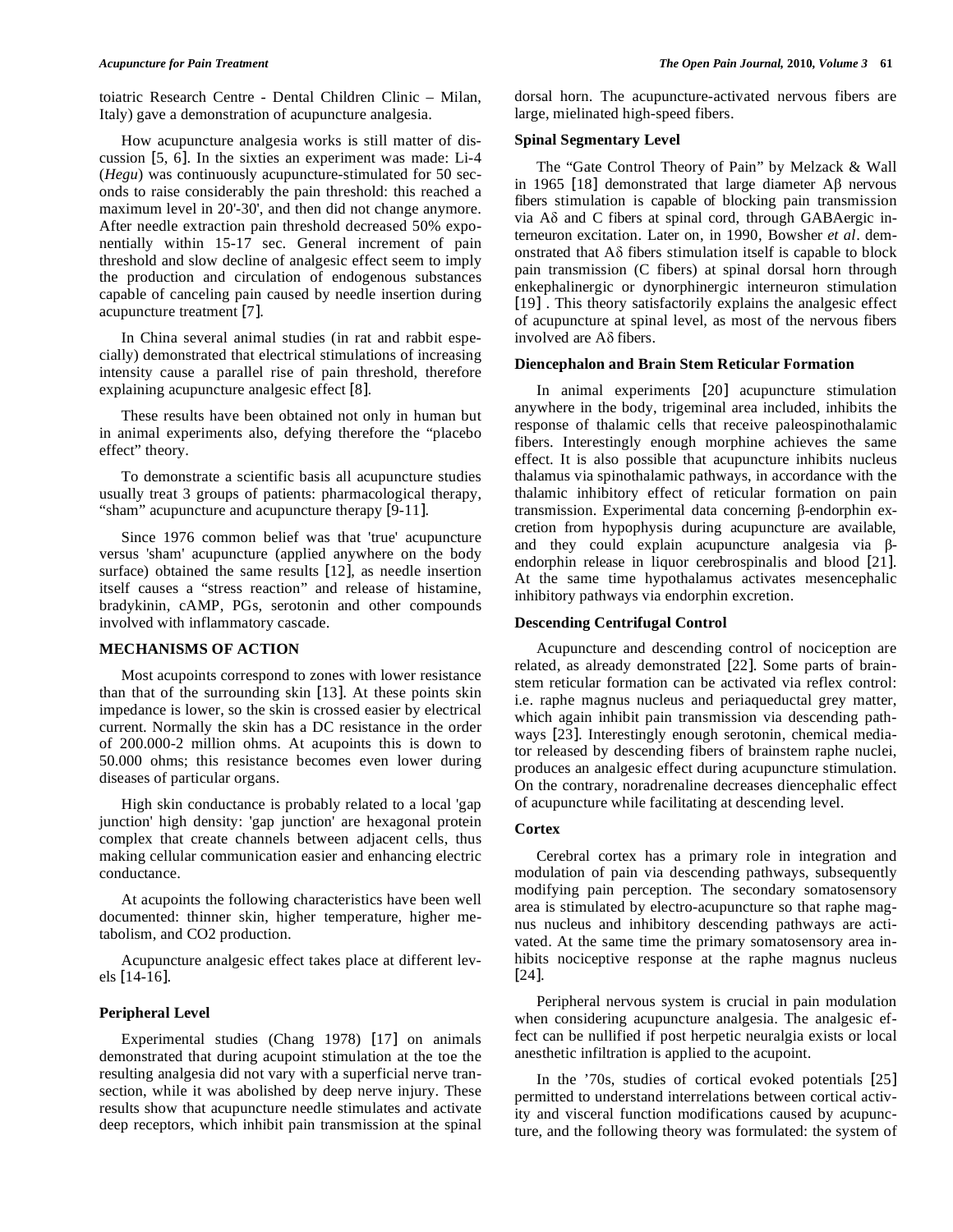toiatric Research Centre - Dental Children Clinic – Milan, Italy) gave a demonstration of acupuncture analgesia.

How acupuncture analgesia works is still matter of discussion [5, 6]. In the sixties an experiment was made: Li-4 (*Hegu*) was continuously acupuncture-stimulated for 50 seconds to raise considerably the pain threshold: this reached a maximum level in 20'-30', and then did not change anymore. After needle extraction pain threshold decreased 50% exponentially within 15-17 sec. General increment of pain threshold and slow decline of analgesic effect seem to imply the production and circulation of endogenous substances capable of canceling pain caused by needle insertion during acupuncture treatment [7].

In China several animal studies (in rat and rabbit especially) demonstrated that electrical stimulations of increasing intensity cause a parallel rise of pain threshold, therefore explaining acupuncture analgesic effect [8].

These results have been obtained not only in human but in animal experiments also, defying therefore the "placebo effect" theory.

To demonstrate a scientific basis all acupuncture studies usually treat 3 groups of patients: pharmacological therapy, "sham" acupuncture and acupuncture therapy [9-11].

Since 1976 common belief was that 'true' acupuncture versus 'sham' acupuncture (applied anywhere on the body surface) obtained the same results [12], as needle insertion itself causes a "stress reaction" and release of histamine, bradykinin, cAMP, PGs, serotonin and other compounds involved with inflammatory cascade.

## MECHANISMS OF ACTION

Most acupoints correspond to zones with lower resistance than that of the surrounding skin [13]. At these points skin impedance is lower, so the skin is crossed easier by electrical current. Normally the skin has a DC resistance in the order of 200.000-2 million ohms. At acupoints this is down to 50.000 ohms; this resistance becomes even lower during diseases of particular organs.

High skin conductance is probably related to a local 'gap junction' high density: 'gap junction' are hexagonal protein complex that create channels between adjacent cells, thus making cellular communication easier and enhancing electric conductance.

At acupoints the following characteristics have been well documented: thinner skin, higher temperature, higher metabolism, and $CO_2$ production.

Acupuncture analgesic effect takes place at different levels [14-16].

### Peripheral Level

Experimental studies (Chang 1978) [17] on animals demonstrated that during acupoint stimulation at the toe the resulting analgesia did not vary with a superficial nerve transection, while it was abolished by deep nerve injury. These results show that acupuncture needle stimulates and activate deep receptors, which inhibit pain transmission at the spinal dorsal horn. The acupuncture-activated nervous fibers are large, mielinated high-speed fibers.

### Spinal Segmentary Level

The "Gate Control Theory of Pain" by Melzack & Wall in 1965 [18] demonstrated that large diameter $A\beta$ nervous fibers stimulation is capable of blocking pain transmission via $A\delta$ and C fibers at spinal cord, through GABAergic interneuron excitation. Later on, in 1990, Bowsher *et al*. demonstrated that $A\delta$ fibers stimulation itself is capable to block pain transmission (C fibers) at spinal dorsal horn through enkephalinergic or dynorphinergic interneuron stimulation [19] . This theory satisfactorily explains the analgesic effect of acupuncture at spinal level, as most of the nervous fibers involved are $A\delta$ fibers.

### Diencephalon and Brain Stem Reticular Formation

In animal experiments [20] acupuncture stimulation anywhere in the body, trigeminal area included, inhibits the response of thalamic cells that receive paleospinothalamic fibers. Interestingly enough morphine achieves the same effect. It is also possible that acupuncture inhibits nucleus thalamus via spinothalamic pathways, in accordance with the thalamic inhibitory effect of reticular formation on pain transmission. Experimental data concerning β-endorphin excretion from hypophysis during acupuncture are available, and they could explain acupuncture analgesia via β-endorphin release in liquor cerebrospinalis and blood [21]. At the same time hypothalamus activates mesencephalic inhibitory pathways via endorphin excretion.

### Descending Centrifugal Control

Acupuncture and descending control of nociception are related, as already demonstrated [22]. Some parts of brainstem reticular formation can be activated via reflex control: i.e. raphe magnus nucleus and periaqueductal grey matter, which again inhibit pain transmission via descending pathways [23]. Interestingly enough serotonin, chemical mediator released by descending fibers of brainstem raphe nuclei, produces an analgesic effect during acupuncture stimulation. On the contrary, noradrenaline decreases diencephalic effect of acupuncture while facilitating at descending level.

### Cortex

Cerebral cortex has a primary role in integration and modulation of pain via descending pathways, subsequently modifying pain perception. The secondary somatosensory area is stimulated by electro-acupuncture so that raphe magnus nucleus and inhibitory descending pathways are activated. At the same time the primary somatosensory area inhibits nociceptive response at the raphe magnus nucleus [24].

Peripheral nervous system is crucial in pain modulation when considering acupuncture analgesia. The analgesic effect can be nullified if post herpetic neuralgia exists or local anesthetic infiltration is applied to the acupoint.

In the '70s, studies of cortical evoked potentials [25] permitted to understand interrelations between cortical activity and visceral function modifications caused by acupuncture, and the following theory was formulated: the system of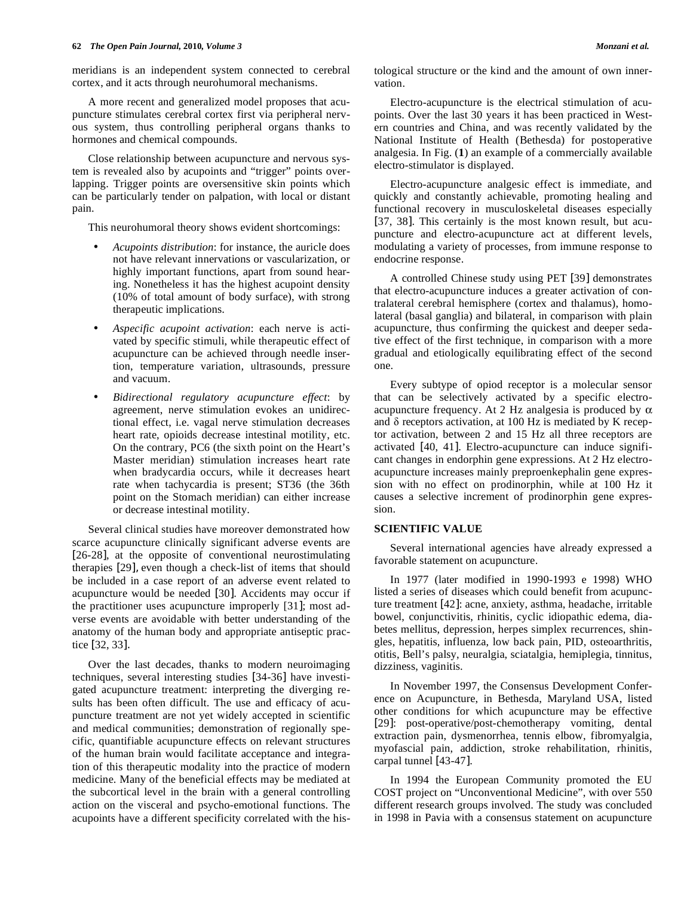meridians is an independent system connected to cerebral cortex, and it acts through neurohumoral mechanisms.

A more recent and generalized model proposes that acupuncture stimulates cerebral cortex first via peripheral nervous system, thus controlling peripheral organs thanks to hormones and chemical compounds.

Close relationship between acupuncture and nervous system is revealed also by acupoints and "trigger" points overlapping. Trigger points are oversensitive skin points which can be particularly tender on palpation, with local or distant pain.

This neurohumoral theory shows evident shortcomings:

- *Acupoints distribution*: for instance, the auricle does not have relevant innervations or vascularization, or highly important functions, apart from sound hearing. Nonetheless it has the highest acupoint density (10% of total amount of body surface), with strong therapeutic implications.
- *Aspecific acupoint activation*: each nerve is activated by specific stimuli, while therapeutic effect of acupuncture can be achieved through needle insertion, temperature variation, ultrasounds, pressure and vacuum.
- *Bidirectional regulatory acupuncture effect*: by agreement, nerve stimulation evokes an unidirectional effect, i.e. vagal nerve stimulation decreases heart rate, opioids decrease intestinal motility, etc. On the contrary, PC6 (the sixth point on the Heart's Master meridian) stimulation increases heart rate when bradycardia occurs, while it decreases heart rate when tachycardia is present; ST36 (the 36th point on the Stomach meridian) can either increase or decrease intestinal motility.

Several clinical studies have moreover demonstrated how scarce acupuncture clinically significant adverse events are [26-28], at the opposite of conventional neurostimulating therapies [29], even though a check-list of items that should be included in a case report of an adverse event related to acupuncture would be needed [30]. Accidents may occur if the practitioner uses acupuncture improperly [31]; most adverse events are avoidable with better understanding of the anatomy of the human body and appropriate antiseptic practice [32, 33].

Over the last decades, thanks to modern neuroimaging techniques, several interesting studies [34-36] have investigated acupuncture treatment: interpreting the diverging results has been often difficult. The use and efficacy of acupuncture treatment are not yet widely accepted in scientific and medical communities; demonstration of regionally specific, quantifiable acupuncture effects on relevant structures of the human brain would facilitate acceptance and integration of this therapeutic modality into the practice of modern medicine. Many of the beneficial effects may be mediated at the subcortical level in the brain with a general controlling action on the visceral and psycho-emotional functions. The acupoints have a different specificity correlated with the histological structure or the kind and the amount of own innervation.

Electro-acupuncture is the electrical stimulation of acupoints. Over the last 30 years it has been practiced in Western countries and China, and was recently validated by the National Institute of Health (Bethesda) for postoperative analgesia. In Fig. (**1**) an example of a commercially available electro-stimulator is displayed.

Electro-acupuncture analgesic effect is immediate, and quickly and constantly achievable, promoting healing and functional recovery in musculoskeletal diseases especially [37, 38]. This certainly is the most known result, but acupuncture and electro-acupuncture act at different levels, modulating a variety of processes, from immune response to endocrine response.

A controlled Chinese study using PET [39] demonstrates that electro-acupuncture induces a greater activation of contralateral cerebral hemisphere (cortex and thalamus), homolateral (basal ganglia) and bilateral, in comparison with plain acupuncture, thus confirming the quickest and deeper sedative effect of the first technique, in comparison with a more gradual and etiologically equilibrating effect of the second one.

Every subtype of opiod receptor is a molecular sensor that can be selectively activated by a specific electro-acupuncture frequency. At 2 Hz analgesia is produced by $\alpha$ and $\delta$ receptors activation, at 100 Hz is mediated by K receptor activation, between 2 and 15 Hz all three receptors are activated [40, 41]. Electro-acupuncture can induce significant changes in endorphin gene expressions. At 2 Hz electro-acupuncture increases mainly preproenkephalin gene expression with no effect on prodinorphin, while at 100 Hz it causes a selective increment of prodinorphin gene expression.

## SCIENTIFIC VALUE

Several international agencies have already expressed a favorable statement on acupuncture.

In 1977 (later modified in 1990-1993 e 1998) WHO listed a series of diseases which could benefit from acupuncture treatment [42]: acne, anxiety, asthma, headache, irritable bowel, conjunctivitis, rhinitis, cyclic idiopathic edema, diabetes mellitus, depression, herpes simplex recurrences, shingles, hepatitis, influenza, low back pain, PID, osteoarthritis, otitis, Bell's palsy, neuralgia, sciatalgia, hemiplegia, tinnitus, dizziness, vaginitis.

In November 1997, the Consensus Development Conference on Acupuncture, in Bethesda, Maryland USA, listed other conditions for which acupuncture may be effective [29]: post-operative/post-chemotherapy vomiting, dental extraction pain, dysmenorrhea, tennis elbow, fibromyalgia, myofascial pain, addiction, stroke rehabilitation, rhinitis, carpal tunnel [43-47].

In 1994 the European Community promoted the EU COST project on "Unconventional Medicine", with over 550 different research groups involved. The study was concluded in 1998 in Pavia with a consensus statement on acupuncture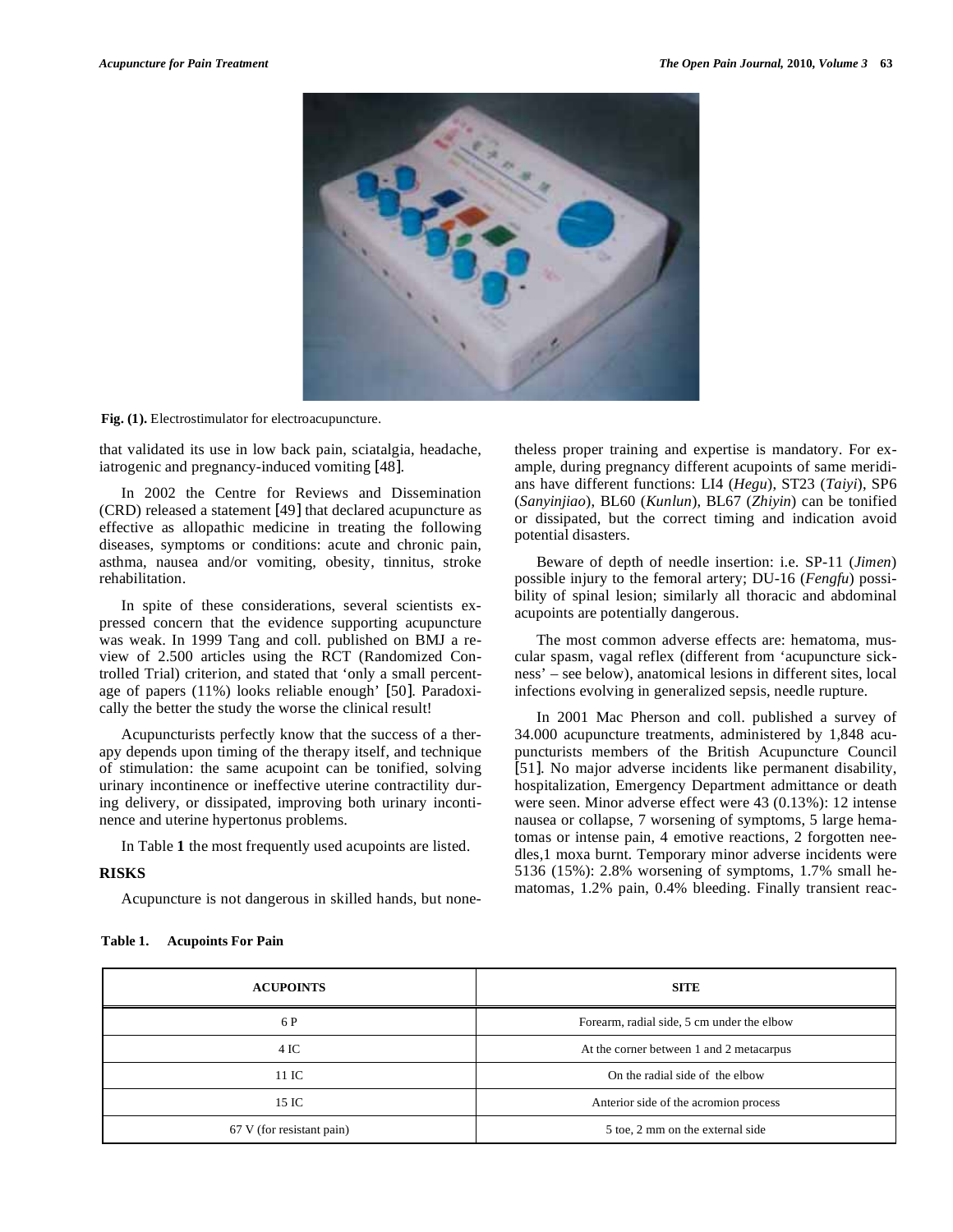Fig. (1). Electrostimulator for electroacupuncture.

that validated its use in low back pain, sciatalgia, headache, iatrogenic and pregnancy-induced vomiting [48].

In 2002 the Centre for Reviews and Dissemination (CRD) released a statement [49] that declared acupuncture as effective as allopathic medicine in treating the following diseases, symptoms or conditions: acute and chronic pain, asthma, nausea and/or vomiting, obesity, tinnitus, stroke rehabilitation.

In spite of these considerations, several scientists expressed concern that the evidence supporting acupuncture was weak. In 1999 Tang and coll. published on BMJ a review of 2.500 articles using the RCT (Randomized Controlled Trial) criterion, and stated that 'only a small percentage of papers (11%) looks reliable enough' [50]. Paradoxically the better the study the worse the clinical result!

Acupuncturists perfectly know that the success of a therapy depends upon timing of the therapy itself, and technique of stimulation: the same acupoint can be tonified, solving urinary incontinence or ineffective uterine contractility during delivery, or dissipated, improving both urinary incontinence and uterine hypertonus problems.

In Table **1** the most frequently used acupoints are listed.

## RISKS

Acupuncture is not dangerous in skilled hands, but nonetheless proper training and expertise is mandatory. For example, during pregnancy different acupoints of same meridians have different functions: LI4 (*Hegu*), ST23 (*Taiyi*), SP6 (*Sanyinjiao*), BL60 (*Kunlun*), BL67 (*Zhiyin*) can be tonified or dissipated, but the correct timing and indication avoid potential disasters.

Beware of depth of needle insertion: i.e. SP-11 (*Jimen*) possible injury to the femoral artery; DU-16 (*Fengfu*) possibility of spinal lesion; similarly all thoracic and abdominal acupoints are potentially dangerous.

The most common adverse effects are: hematoma, muscular spasm, vagal reflex (different from 'acupuncture sickness' – see below), anatomical lesions in different sites, local infections evolving in generalized sepsis, needle rupture.

In 2001 Mac Pherson and coll. published a survey of 34.000 acupuncture treatments, administered by 1,848 acupuncturists members of the British Acupuncture Council [51]. No major adverse incidents like permanent disability, hospitalization, Emergency Department admittance or death were seen. Minor adverse effect were 43 (0.13%): 12 intense nausea or collapse, 7 worsening of symptoms, 5 large hematomas or intense pain, 4 emotive reactions, 2 forgotten needles,1 moxa burnt. Temporary minor adverse incidents were 5136 (15%): 2.8% worsening of symptoms, 1.7% small hematomas, 1.2% pain, 0.4% bleeding. Finally transient reac-

**Table 1. Acupoints For Pain**

| ACUPOINTS | SITE |
|---|---|
| 6 P | Forearm, radial side, 5 cm under the elbow |
| 4 IC | At the corner between 1 and 2 metacarpus |
| 11 IC | On the radial side of the elbow |
| 15 IC | Anterior side of the acromion process |
| 67 V (for resistant pain) | 5 toe, 2 mm on the external side |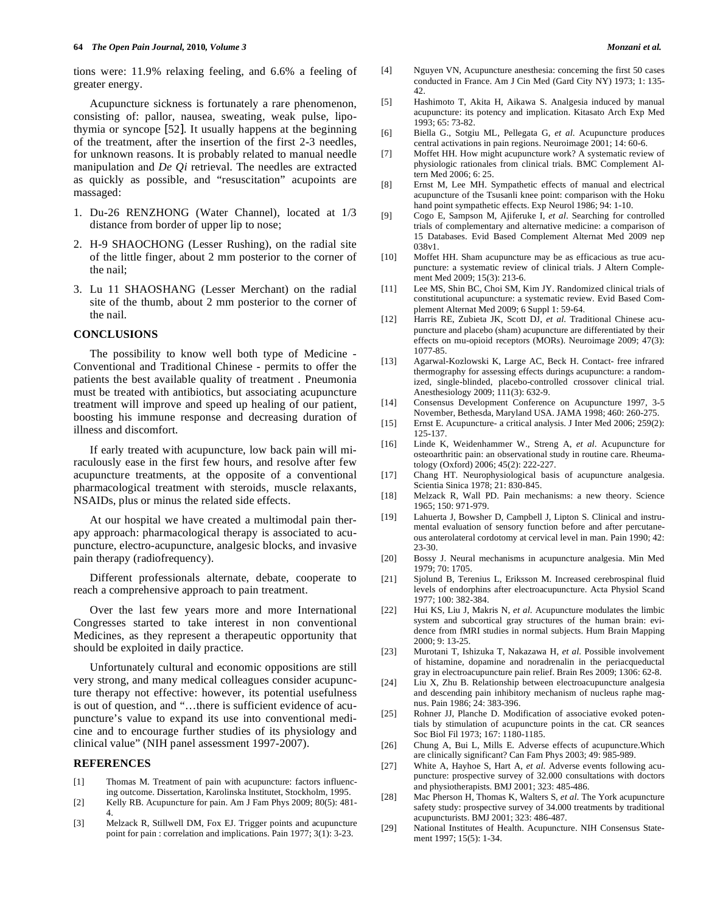tions were: 11.9% relaxing feeling, and 6.6% a feeling of greater energy.

Acupuncture sickness is fortunately a rare phenomenon, consisting of: pallor, nausea, sweating, weak pulse, lipothymia or syncope [52]. It usually happens at the beginning of the treatment, after the insertion of the first 2-3 needles, for unknown reasons. It is probably related to manual needle manipulation and *De Qi* retrieval. The needles are extracted as quickly as possible, and "resuscitation" acupoints are massaged:

1. Du-26 RENZHONG (Water Channel), located at 1/3 distance from border of upper lip to nose;
2. H-9 SHAOCHONG (Lesser Rushing), on the radial site of the little finger, about 2 mm posterior to the corner of the nail;
3. Lu 11 SHAOSHANG (Lesser Merchant) on the radial site of the thumb, about 2 mm posterior to the corner of the nail.

## CONCLUSIONS

The possibility to know well both type of Medicine - Conventional and Traditional Chinese - permits to offer the patients the best available quality of treatment . Pneumonia must be treated with antibiotics, but associating acupuncture treatment will improve and speed up healing of our patient, boosting his immune response and decreasing duration of illness and discomfort.

If early treated with acupuncture, low back pain will miraculously ease in the first few hours, and resolve after few acupuncture treatments, at the opposite of a conventional pharmacological treatment with steroids, muscle relaxants, NSAIDs, plus or minus the related side effects.

At our hospital we have created a multimodal pain therapy approach: pharmacological therapy is associated to acupuncture, electro-acupuncture, analgesic blocks, and invasive pain therapy (radiofrequency).

Different professionals alternate, debate, cooperate to reach a comprehensive approach to pain treatment.

Over the last few years more and more International Congresses started to take interest in non conventional Medicines, as they represent a therapeutic opportunity that should be exploited in daily practice.

Unfortunately cultural and economic oppositions are still very strong, and many medical colleagues consider acupuncture therapy not effective: however, its potential usefulness is out of question, and "…there is sufficient evidence of acupuncture's value to expand its use into conventional medicine and to encourage further studies of its physiology and clinical value" (NIH panel assessment 1997-2007).

## REFERENCES

[1] Thomas M. Treatment of pain with acupuncture: factors influencing outcome. Dissertation, Karolinska Institutet, Stockholm, 1995.

[2] Kelly RB. Acupuncture for pain. Am J Fam Phys 2009; 80(5): 481-4.

[3] Melzack R, Stillwell DM, Fox EJ. Trigger points and acupuncture point for pain : correlation and implications. Pain 1977; 3(1): 3-23.

[4] Nguyen VN, Acupuncture anesthesia: concerning the first 50 cases conducted in France. Am J Cin Med (Gard City NY) 1973; 1: 135-42.

[5] Hashimoto T, Akita H, Aikawa S. Analgesia induced by manual acupuncture: its potency and implication. Kitasato Arch Exp Med 1993; 65: 73-82.

[6] Biella G., Sotgiu ML, Pellegata G, *et al.* Acupuncture produces central activations in pain regions. Neuroimage 2001; 14: 60-6.

[7] Moffet HH. How might acupuncture work? A systematic review of physiologic rationales from clinical trials. BMC Complement Altern Med 2006; 6: 25.

[8] Ernst M, Lee MH. Sympathetic effects of manual and electrical acupuncture of the Tsusanli knee point: comparison with the Hoku hand point sympathetic effects. Exp Neurol 1986; 94: 1-10.

[9] Cogo E, Sampson M, Ajiferuke I, *et al*. Searching for controlled trials of complementary and alternative medicine: a comparison of 15 Databases. Evid Based Complement Alternat Med 2009 nep 038v1.

[10] Moffet HH. Sham acupuncture may be as efficacious as true acupuncture: a systematic review of clinical trials. J Altern Complement Med 2009; 15(3): 213-6.

[11] Lee MS, Shin BC, Choi SM, Kim JY. Randomized clinical trials of constitutional acupuncture: a systematic review. Evid Based Complement Alternat Med 2009; 6 Suppl 1: 59-64.

[12] Harris RE, Zubieta JK, Scott DJ, *et al.* Traditional Chinese acupuncture and placebo (sham) acupuncture are differentiated by their effects on mu-opioid receptors (MORs). Neuroimage 2009; 47(3): 1077-85.

[13] Agarwal-Kozlowski K, Large AC, Beck H. Contact- free infrared thermography for assessing effects durings acupuncture: a randomized, single-blinded, placebo-controlled crossover clinical trial. Anesthesiology 2009; 111(3): 632-9.

[14] Consensus Development Conference on Acupuncture 1997, 3-5 November, Bethesda, Maryland USA. JAMA 1998; 460: 260-275.

[15] Ernst E. Acupuncture- a critical analysis. J Inter Med 2006; 259(2): 125-137.

[16] Linde K, Weidenhammer W., Streng A, *et al*. Acupuncture for osteoarthritic pain: an observational study in routine care. Rheumatology (Oxford) 2006; 45(2): 222-227.

[17] Chang HT. Neurophysiological basis of acupuncture analgesia. Scientia Sinica 1978; 21: 830-845.

[18] Melzack R, Wall PD. Pain mechanisms: a new theory. Science 1965; 150: 971-979.

[19] Lahuerta J, Bowsher D, Campbell J, Lipton S. Clinical and instrumental evaluation of sensory function before and after percutaneous anterolateral cordotomy at cervical level in man. Pain 1990; 42: 23-30.

[20] Bossy J. Neural mechanisms in acupuncture analgesia. Min Med 1979; 70: 1705.

[21] Sjolund B, Terenius L, Eriksson M. Increased cerebrospinal fluid levels of endorphins after electroacupuncture. Acta Physiol Scand 1977; 100: 382-384.

[22] Hui KS, Liu J, Makris N, *et al.* Acupuncture modulates the limbic system and subcortical gray structures of the human brain: evidence from fMRI studies in normal subjects. Hum Brain Mapping 2000; 9: 13-25.

[23] Murotani T, Ishizuka T, Nakazawa H, *et al.* Possible involvement of histamine, dopamine and noradrenalin in the periacqueductal gray in electroacupuncture pain relief. Brain Res 2009; 1306: 62-8.

[24] Liu X, Zhu B. Relationship between electroacupuncture analgesia and descending pain inhibitory mechanism of nucleus raphe magnus. Pain 1986; 24: 383-396.

[25] Rohner JJ, Planche D. Modification of associative evoked potentials by stimulation of acupuncture points in the cat. CR seances Soc Biol Fil 1973; 167: 1180-1185.

[26] Chung A, Bui L, Mills E. Adverse effects of acupuncture.Which are clinically significant? Can Fam Phys 2003; 49: 985-989.

[27] White A, Hayhoe S, Hart A, *et al.* Adverse events following acupuncture: prospective survey of 32.000 consultations with doctors and physiotherapists. BMJ 2001; 323: 485-486.

[28] Mac Pherson H, Thomas K, Walters S, *et al*. The York acupuncture safety study: prospective survey of 34.000 treatments by traditional acupuncturists. BMJ 2001; 323: 486-487.

[29] National Institutes of Health. Acupuncture. NIH Consensus Statement 1997; 15(5): 1-34.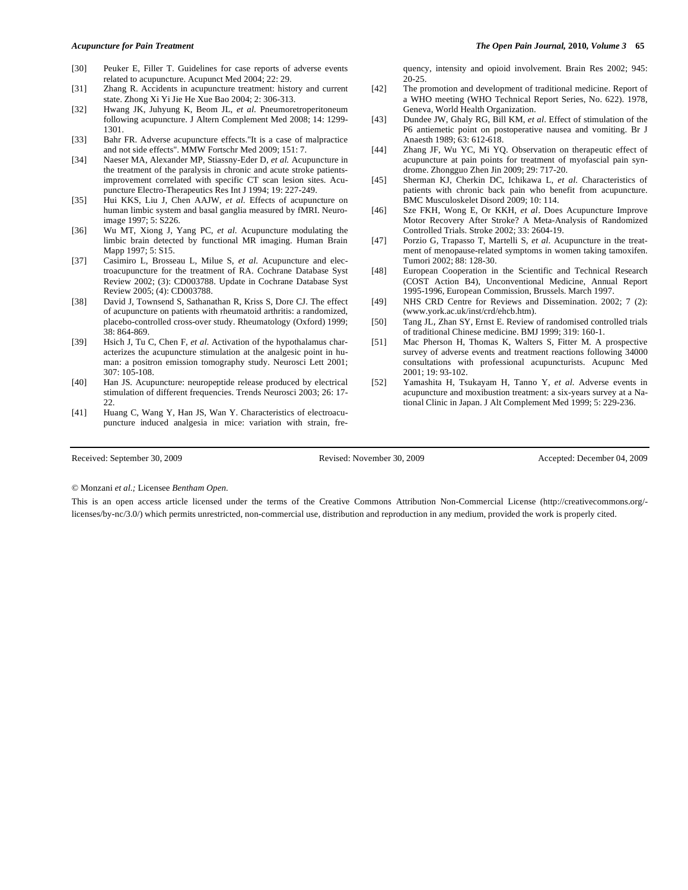[30] Peuker E, Filler T. Guidelines for case reports of adverse events related to acupuncture. Acupunct Med 2004; 22: 29.

[31] Zhang R. Accidents in acupuncture treatment: history and current state. Zhong Xi Yi Jie He Xue Bao 2004; 2: 306-313.

[32] Hwang JK, Juhyung K, Beom JL, *et al.* Pneumoretroperitoneum following acupuncture. J Altern Complement Med 2008; 14: 1299-1301.

[33] Bahr FR. Adverse acupuncture effects."It is a case of malpractice and not side effects". MMW Fortschr Med 2009; 151: 7.

[34] Naeser MA, Alexander MP, Stiassny-Eder D, *et al.* Acupuncture in the treatment of the paralysis in chronic and acute stroke patients-improvement correlated with specific CT scan lesion sites. Acupuncture Electro-Therapeutics Res Int J 1994; 19: 227-249.

[35] Hui KKS, Liu J, Chen AAJW, *et al.* Effects of acupuncture on human limbic system and basal ganglia measured by fMRI. Neuroimage 1997; 5: S226.

[36] Wu MT, Xiong J, Yang PC, *et al.* Acupuncture modulating the limbic brain detected by functional MR imaging. Human Brain Mapp 1997; 5: S15.

[37] Casimiro L, Brosseau L, Milue S, *et al.* Acupuncture and electroacupuncture for the treatment of RA. Cochrane Database Syst Review 2002; (3): CD003788. Update in Cochrane Database Syst Review 2005; (4): CD003788.

[38] David J, Townsend S, Sathanathan R, Kriss S, Dore CJ. The effect of acupuncture on patients with rheumatoid arthritis: a randomized, placebo-controlled cross-over study. Rheumatology (Oxford) 1999; 38: 864-869.

[39] Hsich J, Tu C, Chen F, *et al.* Activation of the hypothalamus characterizes the acupuncture stimulation at the analgesic point in human: a positron emission tomography study. Neurosci Lett 2001; 307: 105-108.

[40] Han JS. Acupuncture: neuropeptide release produced by electrical stimulation of different frequencies. Trends Neurosci 2003; 26: 17-22.

[41] Huang C, Wang Y, Han JS, Wan Y. Characteristics of electroacupuncture induced analgesia in mice: variation with strain, frequency, intensity and opioid involvement. Brain Res 2002; 945: 20-25.

[42] The promotion and development of traditional medicine. Report of a WHO meeting (WHO Technical Report Series, No. 622). 1978, Geneva, World Health Organization.

[43] Dundee JW, Ghaly RG, Bill KM, *et al*. Effect of stimulation of the P6 antiemetic point on postoperative nausea and vomiting. Br J Anaesth 1989; 63: 612-618.

[44] Zhang JF, Wu YC, Mi YQ. Observation on therapeutic effect of acupuncture at pain points for treatment of myofascial pain syndrome. Zhongguo Zhen Jin 2009; 29: 717-20.

[45] Sherman KJ, Cherkin DC, Ichikawa L, *et al.* Characteristics of patients with chronic back pain who benefit from acupuncture. BMC Musculoskelet Disord 2009; 10: 114.

[46] Sze FKH, Wong E, Or KKH, *et al*. Does Acupuncture Improve Motor Recovery After Stroke? A Meta-Analysis of Randomized Controlled Trials. Stroke 2002; 33: 2604-19.

[47] Porzio G, Trapasso T, Martelli S, *et al*. Acupuncture in the treatment of menopause-related symptoms in women taking tamoxifen. Tumori 2002; 88: 128-30.

[48] European Cooperation in the Scientific and Technical Research (COST Action B4), Unconventional Medicine, Annual Report 1995-1996, European Commission, Brussels. March 1997.

[49] NHS CRD Centre for Reviews and Dissemination. 2002; 7 (2): (www.york.ac.uk/inst/crd/ehcb.htm).

[50] Tang JL, Zhan SY, Ernst E. Review of randomised controlled trials of traditional Chinese medicine. BMJ 1999; 319: 160-1.

[51] Mac Pherson H, Thomas K, Walters S, Fitter M. A prospective survey of adverse events and treatment reactions following 34000 consultations with professional acupuncturists. Acupunc Med 2001; 19: 93-102.

[52] Yamashita H, Tsukayam H, Tanno Y, *et al.* Adverse events in acupuncture and moxibustion treatment: a six-years survey at a National Clinic in Japan. J Alt Complement Med 1999; 5: 229-236.

Received: September 30, 2009 Revised: November 30, 2009 Accepted: December 04, 2009

© Monzani *et al.;* Licensee *Bentham Open.*

This is an open access article licensed under the terms of the Creative Commons Attribution Non-Commercial License (http://creativecommons.org/-licenses/by-nc/3.0/) which permits unrestricted, non-commercial use, distribution and reproduction in any medium, provided the work is properly cited.